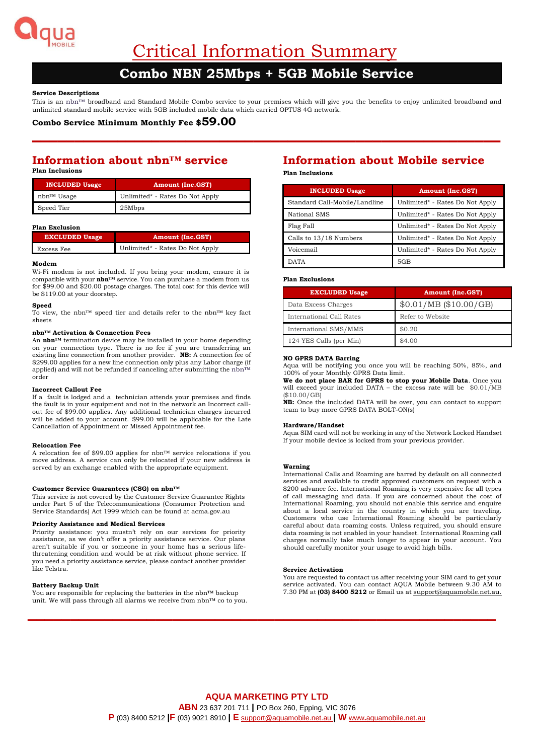# Critical Information Summary

## Combo NBN 25Mbps + 5GB Mobile Service

**Service Descriptions**

This is an nbn™ broadband and Standard Mobile Combo service to your premises which will give you the benefits to enjoy unlimited broadband and unlimited standard mobile service with 5GB included mobile data which carried OPTUS 4G network.

**Combo Service Minimum Monthly Fee $59.00**

## Information about nbn™ service

**Plan Inclusions**

| INCLUDED Usage | Amount (Inc.GST) |
|---|---|
| nbn™ Usage | Unlimited* - Rates Do Not Apply |
| Speed Tier | 25Mbps |

**Plan Exclusion**

| EXCLUDED Usage | Amount (Inc.GST) |
|---|---|
| Excess Fee | Unlimited* - Rates Do Not Apply |

**Modem**

Wi-Fi modem is not included. If you bring your modem, ensure it is compatible with your **nbn™** service. You can purchase a modem from us for $99.00 and $20.00 postage charges. The total cost for this device will be $119.00 at your doorstep.

**Speed**

To view, the nbn™ speed tier and details refer to the nbn™ key fact sheets

**nbn™ Activation & Connection Fees**

An **nbn™** termination device may be installed in your home depending on your connection type. There is no fee if you are transferring an existing line connection from another provider. **NB:** A connection fee of $299.00 applies for a new line connection only plus any Labor charge (if applied) and will not be refunded if canceling after submitting the nbn™ order

**Incorrect Callout Fee**

If a fault is lodged and a technician attends your premises and finds the fault is in your equipment and not in the network an Incorrect call-out fee of $99.00 applies. Any additional technician charges incurred will be added to your account. $99.00 will be applicable for the Late Cancellation of Appointment or Missed Appointment fee.

**Relocation Fee**

A relocation fee of $99.00 applies for nbn™ service relocations if you move address. A service can only be relocated if your new address is served by an exchange enabled with the appropriate equipment.

**Customer Service Guarantees (CSG) on nbn™**

This service is not covered by the Customer Service Guarantee Rights under Part 5 of the Telecommunications (Consumer Protection and Service Standards) Act 1999 which can be found at acma.gov.au

**Priority Assistance and Medical Services**

Priority assistance: you mustn't rely on our services for priority assistance, as we don't offer a priority assistance service. Our plans aren't suitable if you or someone in your home has a serious life-threatening condition and would be at risk without phone service. If you need a priority assistance service, please contact another provider like Telstra.

**Battery Backup Unit**

You are responsible for replacing the batteries in the nbn™ backup unit. We will pass through all alarms we receive from nbn™ co to you.

## Information about Mobile service

**Plan Inclusions**

| INCLUDED Usage | Amount (Inc.GST) |
|---|---|
| Standard Call-Mobile/Landline | Unlimited* - Rates Do Not Apply |
| National SMS | Unlimited* - Rates Do Not Apply |
| Flag Fall | Unlimited* - Rates Do Not Apply |
| Calls to 13/18 Numbers | Unlimited* - Rates Do Not Apply |
| Voicemail | Unlimited* - Rates Do Not Apply |
| DATA | 5GB |

**Plan Exclusions**

| EXCLUDED Usage | Amount (Inc.GST) |
|---|---|
| Data Excess Charges | $0.01/MB ($10.00/GB) |
| International Call Rates | Refer to Website |
| International SMS/MMS | $0.20 |
| 124 YES Calls (per Min) | $4.00 |

**NO GPRS DATA Barring**

Aqua will be notifying you once you will be reaching 50%, 85%, and 100% of your Monthly GPRS Data limit.

**We do not place BAR for GPRS to stop your Mobile Data**. Once you will exceed your included DATA – the excess rate will be $0.01/MB ($10.00/GB)

**NB:** Once the included DATA will be over, you can contact to support team to buy more GPRS DATA BOLT-ON(s)

**Hardware/Handset**

Aqua SIM card will not be working in any of the Network Locked Handset If your mobile device is locked from your previous provider.

**Warning**

International Calls and Roaming are barred by default on all connected services and available to credit approved customers on request with a $200 advance fee. International Roaming is very expensive for all types of call messaging and data. If you are concerned about the cost of International Roaming, you should not enable this service and enquire about a local service in the country in which you are traveling. Customers who use International Roaming should be particularly careful about data roaming costs. Unless required, you should ensure data roaming is not enabled in your handset. International Roaming call charges normally take much longer to appear in your account. You should carefully monitor your usage to avoid high bills.

**Service Activation**

You are requested to contact us after receiving your SIM card to get your service activated. You can contact AQUA Mobile between 9.30 AM to 7.30 PM at **(03) 8400 5212** or Email us at support@aquamobile.net.au.

**AQUA MARKETING PTY LTD**

**ABN** 23 637 201 711 | PO Box 260, Epping, VIC 3076

**P** (03) 8400 5212 | **F** (03) 9021 8910 | **E** support@aquamobile.net.au | **W** www.aquamobile.net.au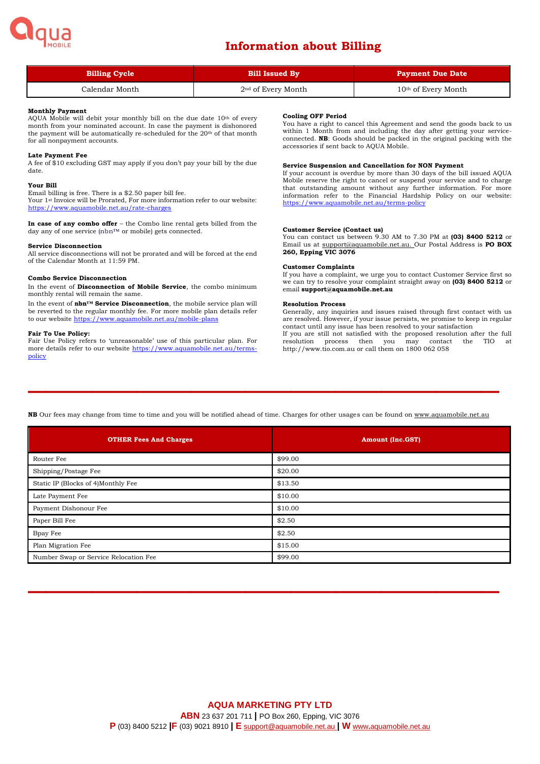# Information about Billing

| Billing Cycle | Bill Issued By | Payment Due Date |
| --- | --- | --- |
| Calendar Month | 2nd of Every Month | 10th of Every Month |

**Monthly Payment**
AQUA Mobile will debit your monthly bill on the due date 10th of every month from your nominated account. In case the payment is dishonored the payment will be automatically re-scheduled for the 20th of that month for all nonpayment accounts.

**Late Payment Fee**
A fee of $10 excluding GST may apply if you don't pay your bill by the due date.

**Your Bill**
Email billing is free. There is a $2.50 paper bill fee.
Your 1st Invoice will be Prorated, For more information refer to our website: https://www.aquamobile.net.au/rate-charges

**In case of any combo offer** – the Combo line rental gets billed from the day any of one service (nbn™ or mobile) gets connected.

**Service Disconnection**
All service disconnections will not be prorated and will be forced at the end of the Calendar Month at 11:59 PM.

**Combo Service Disconnection**
In the event of **Disconnection of Mobile Service**, the combo minimum monthly rental will remain the same.

In the event of **nbn™ Service Disconnection**, the mobile service plan will be reverted to the regular monthly fee. For more mobile plan details refer to our website https://www.aquamobile.net.au/mobile-plans

**Fair To Use Policy:**
Fair Use Policy refers to 'unreasonable' use of this particular plan. For more details refer to our website https://www.aquamobile.net.au/terms-policy

**Cooling OFF Period**
You have a right to cancel this Agreement and send the goods back to us within 1 Month from and including the day after getting your service-connected. **NB**: Goods should be packed in the original packing with the accessories if sent back to AQUA Mobile.

**Service Suspension and Cancellation for NON Payment**
If your account is overdue by more than 30 days of the bill issued AQUA Mobile reserve the right to cancel or suspend your service and to charge that outstanding amount without any further information. For more information refer to the Financial Hardship Policy on our website: https://www.aquamobile.net.au/terms-policy

**Customer Service (Contact us)**
You can contact us between 9.30 AM to 7.30 PM at **(03) 8400 5212** or Email us at support@aquamobile.net.au. Our Postal Address is **PO BOX 260, Epping VIC 3076**

**Customer Complaints**
If you have a complaint, we urge you to contact Customer Service first so we can try to resolve your complaint straight away on **(03) 8400 5212** or email **support@aquamobile.net.au**

**Resolution Process**
Generally, any inquiries and issues raised through first contact with us are resolved. However, if your issue persists, we promise to keep in regular contact until any issue has been resolved to your satisfaction
If you are still not satisfied with the proposed resolution after the full resolution process then you may contact the TIO at http://www.tio.com.au or call them on 1800 062 058

**NB** Our fees may change from time to time and you will be notified ahead of time. Charges for other usages can be found on www.aquamobile.net.au

| OTHER Fees And Charges | Amount (Inc.GST) |
| --- | --- |
| Router Fee | $99.00 |
| Shipping/Postage Fee | $20.00 |
| Static IP (Blocks of 4)Monthly Fee | $13.50 |
| Late Payment Fee | $10.00 |
| Payment Dishonour Fee | $10.00 |
| Paper Bill Fee | $2.50 |
| Bpay Fee | $2.50 |
| Plan Migration Fee | $15.00 |
| Number Swap or Service Relocation Fee | $99.00 |

**AQUA MARKETING PTY LTD**
**ABN** 23 637 201 711 | PO Box 260, Epping, VIC 3076
**P** (03) 8400 5212 | **F** (03) 9021 8910 | **E** support@aquamobile.net.au | **W** www.aquamobile.net.au